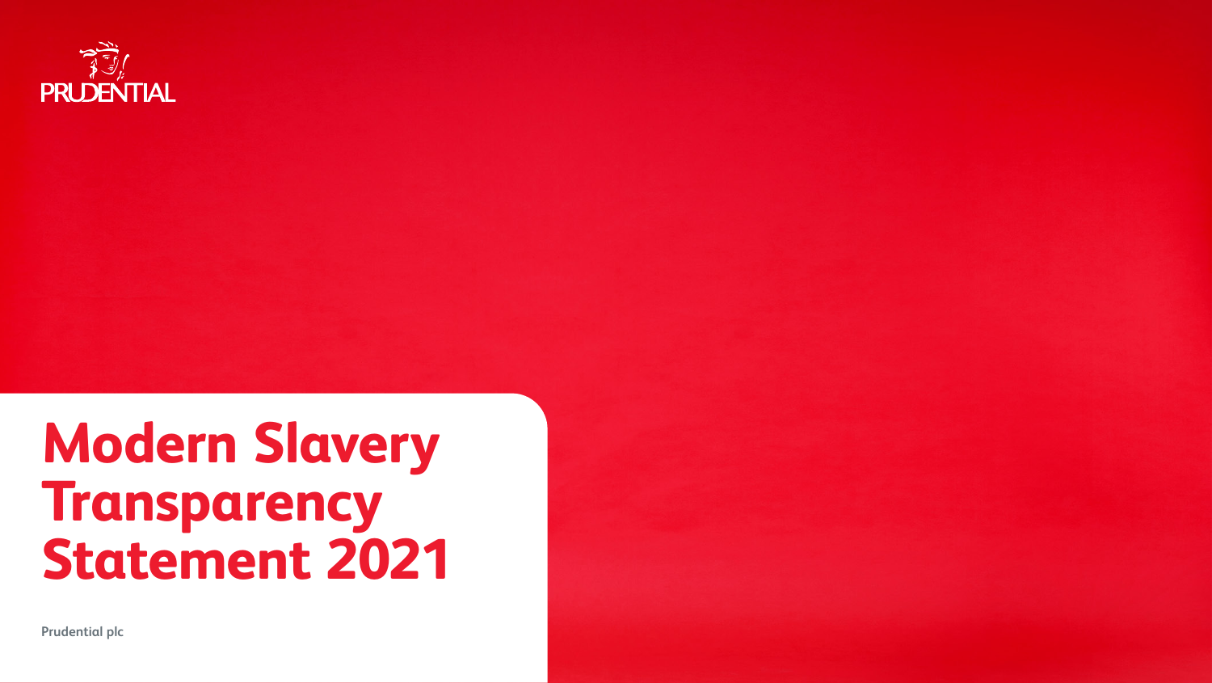PRUDENTIAL

# Modern Slavery Transparency Statement 2021

Prudential plc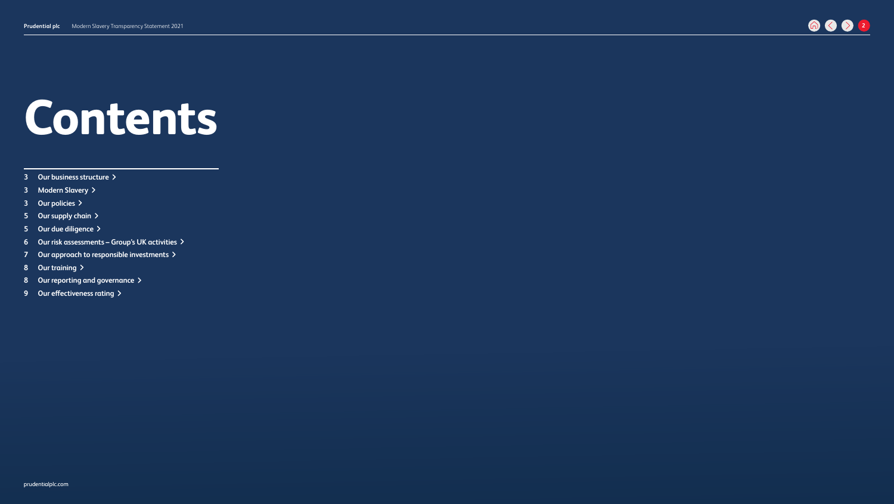# Contents

- 3 Our business structure
- 3 Modern Slavery
- 3 Our policies
- 5 Our supply chain
- 5 Our due diligence
- 6 Our risk assessments – Group's UK activities
- 7 Our approach to responsible investments
- 8 Our training
- 8 Our reporting and governance
- 9 Our effectiveness rating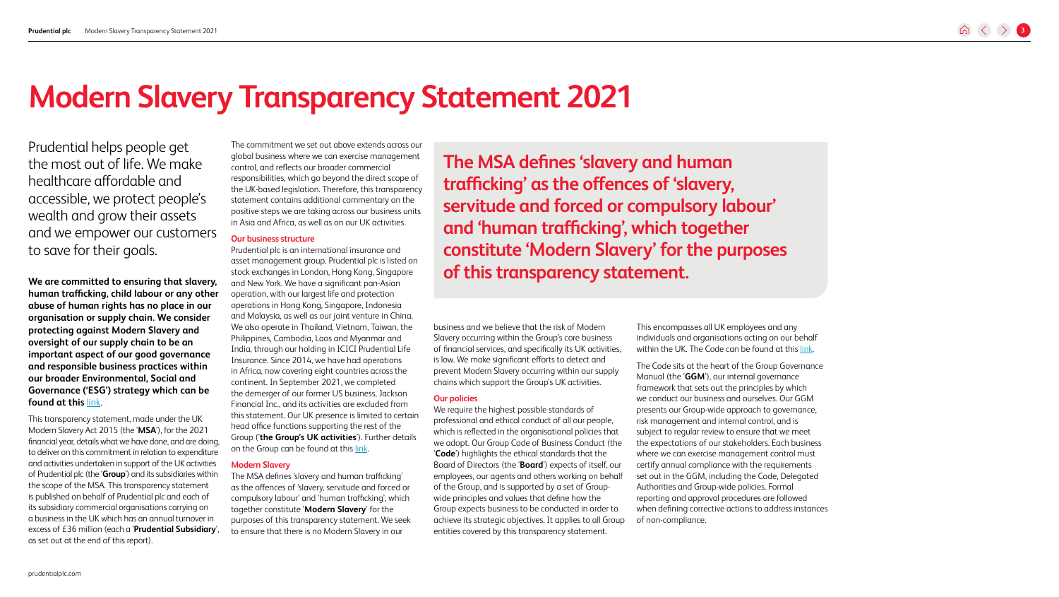# Modern Slavery Transparency Statement 2021

Prudential helps people get the most out of life. We make healthcare affordable and accessible, we protect people's wealth and grow their assets and we empower our customers to save for their goals.

**We are committed to ensuring that slavery, human trafficking, child labour or any other abuse of human rights has no place in our organisation or supply chain. We consider protecting against Modern Slavery and oversight of our supply chain to be an important aspect of our good governance and responsible business practices within our broader Environmental, Social and Governance ('ESG') strategy which can be found at this link.**

This transparency statement, made under the UK Modern Slavery Act 2015 (the '**MSA**'), for the 2021 financial year, details what we have done, and are doing, to deliver on this commitment in relation to expenditure and activities undertaken in support of the UK activities of Prudential plc (the '**Group**') and its subsidiaries within the scope of the MSA. This transparency statement is published on behalf of Prudential plc and each of its subsidiary commercial organisations carrying on a business in the UK which has an annual turnover in excess of £36 million (each a '**Prudential Subsidiary**', as set out at the end of this report).

The commitment we set out above extends across our global business where we can exercise management control, and reflects our broader commercial responsibilities, which go beyond the direct scope of the UK-based legislation. Therefore, this transparency statement contains additional commentary on the positive steps we are taking across our business units in Asia and Africa, as well as on our UK activities.

### Our business structure

Prudential plc is an international insurance and asset management group. Prudential plc is listed on stock exchanges in London, Hong Kong, Singapore and New York. We have a significant pan-Asian operation, with our largest life and protection operations in Hong Kong, Singapore, Indonesia and Malaysia, as well as our joint venture in China. We also operate in Thailand, Vietnam, Taiwan, the Philippines, Cambodia, Laos and Myanmar and India, through our holding in ICICI Prudential Life Insurance. Since 2014, we have had operations in Africa, now covering eight countries across the continent. In September 2021, we completed the demerger of our former US business, Jackson Financial Inc., and its activities are excluded from this statement. Our UK presence is limited to certain head office functions supporting the rest of the Group ('**the Group's UK activities**'). Further details on the Group can be found at this link.

### Modern Slavery

The MSA defines 'slavery and human trafficking' as the offences of 'slavery, servitude and forced or compulsory labour' and 'human trafficking', which together constitute '**Modern Slavery**' for the purposes of this transparency statement. We seek to ensure that there is no Modern Slavery in our business and we believe that the risk of Modern Slavery occurring within the Group's core business of financial services, and specifically its UK activities, is low. We make significant efforts to detect and prevent Modern Slavery occurring within our supply chains which support the Group's UK activities.

**The MSA defines 'slavery and human trafficking' as the offences of 'slavery, servitude and forced or compulsory labour' and 'human trafficking', which together constitute 'Modern Slavery' for the purposes of this transparency statement.**

### Our policies

We require the highest possible standards of professional and ethical conduct of all our people, which is reflected in the organisational policies that we adopt. Our Group Code of Business Conduct (the '**Code**') highlights the ethical standards that the Board of Directors (the '**Board**') expects of itself, our employees, our agents and others working on behalf of the Group, and is supported by a set of Group-wide principles and values that define how the Group expects business to be conducted in order to achieve its strategic objectives. It applies to all Group entities covered by this transparency statement. This encompasses all UK employees and any individuals and organisations acting on our behalf within the UK. The Code can be found at this link.

The Code sits at the heart of the Group Governance Manual (the '**GGM**'), our internal governance framework that sets out the principles by which we conduct our business and ourselves. Our GGM presents our Group-wide approach to governance, risk management and internal control, and is subject to regular review to ensure that we meet the expectations of our stakeholders. Each business where we can exercise management control must certify annual compliance with the requirements set out in the GGM, including the Code, Delegated Authorities and Group-wide policies. Formal reporting and approval procedures are followed when defining corrective actions to address instances of non-compliance.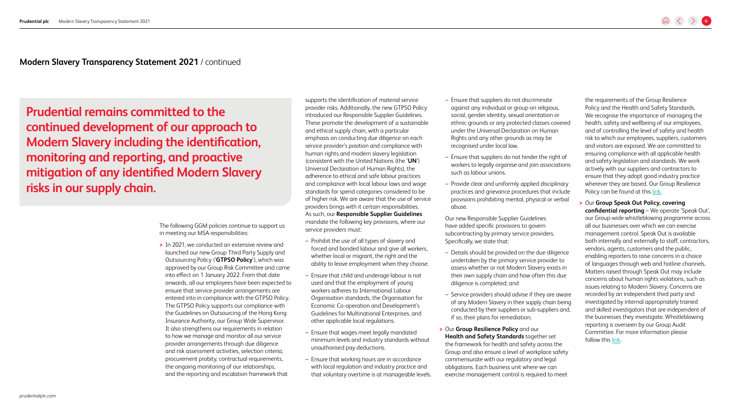## Modern Slavery Transparency Statement 2021 / continued

**Prudential remains committed to the continued development of our approach to Modern Slavery including the identification, monitoring and reporting, and proactive mitigation of any identified Modern Slavery risks in our supply chain.**

The following GGM policies continue to support us in meeting our MSA responsibilities:

- In 2021, we conducted an extensive review and launched our new Group Third Party Supply and Outsourcing Policy ('**GTPSO Policy**'), which was approved by our Group Risk Committee and came into effect on 1 January 2022. From that date onwards, all our employees have been expected to ensure that service provider arrangements are entered into in compliance with the GTPSO Policy. The GTPSO Policy supports our compliance with the Guidelines on Outsourcing of the Hong Kong Insurance Authority, our Group Wide Supervisor. It also strengthens our requirements in relation to how we manage and monitor all our service provider arrangements through due diligence and risk assessment activities, selection criteria, procurement probity, contractual requirements, the ongoing monitoring of our relationships, and the reporting and escalation framework that supports the identification of material service provider risks. Additionally, the new GTPSO Policy introduced our Responsible Supplier Guidelines. These promote the development of a sustainable and ethical supply chain, with a particular emphasis on conducting due diligence on each service provider's position and compliance with human rights and modern slavery legislation (consistent with the United Nations (the '**UN**') Universal Declaration of Human Rights), the adherence to ethical and safe labour practices and compliance with local labour laws and wage standards for spend categories considered to be of higher risk. We are aware that the use of service providers brings with it certain responsibilities. As such, our **Responsible Supplier Guidelines** mandate the following key provisions, where our service providers must:
  - Prohibit the use of all types of slavery and forced and bonded labour and give all workers, whether local or migrant, the right and the ability to leave employment when they choose.
  - Ensure that child and underage labour is not used and that the employment of young workers adheres to International Labour Organisation standards, the Organisation for Economic Co-operation and Development's Guidelines for Multinational Enterprises, and other applicable local regulations.
  - Ensure that wages meet legally mandated minimum levels and industry standards without unauthorised pay deductions.
  - Ensure that working hours are in accordance with local regulation and industry practice and that voluntary overtime is at manageable levels.
  - Ensure that suppliers do not discriminate against any individual or group on religious, social, gender identity, sexual orientation or ethnic grounds or any protected classes covered under the Universal Declaration on Human Rights and any other grounds as may be recognised under local law.
  - Ensure that suppliers do not hinder the right of workers to legally organise and join associations such as labour unions.
  - Provide clear and uniformly applied disciplinary practices and grievance procedures that include provisions prohibiting mental, physical or verbal abuse.

  Our new Responsible Supplier Guidelines have added specific provisions to govern subcontracting by primary service providers. Specifically, we state that:
  - Details should be provided on the due diligence undertaken by the primary service provider to assess whether or not Modern Slavery exists in their own supply chain and how often this due diligence is completed; and
  - Service providers should advise if they are aware of any Modern Slavery in their supply chain being conducted by their suppliers or sub-suppliers and, if so, their plans for remediation.
- Our **Group Resilience Policy** and our **Health and Safety Standards** together set the framework for health and safety across the Group and also ensure a level of workplace safety commensurate with our regulatory and legal obligations. Each business unit where we can exercise management control is required to meet the requirements of the Group Resilience Policy and the Health and Safety Standards. We recognise the importance of managing the health, safety and wellbeing of our employees, and of controlling the level of safety and health risk to which our employees, suppliers, customers and visitors are exposed. We are committed to ensuring compliance with all applicable health and safety legislation and standards. We work actively with our suppliers and contractors to ensure that they adopt good industry practice wherever they are based. Our Group Resilience Policy can be found at this link.
- Our **Group Speak Out Policy, covering confidential reporting** – We operate 'Speak Out', our Group-wide whistleblowing programme across all our businesses over which we can exercise management control. Speak Out is available both internally and externally to staff, contractors, vendors, agents, customers and the public, enabling reporters to raise concerns in a choice of languages through web and hotline channels. Matters raised through Speak Out may include concerns about human rights violations, such as issues relating to Modern Slavery. Concerns are recorded by an independent third party and investigated by internal appropriately trained and skilled investigators that are independent of the businesses they investigate. Whistleblowing reporting is overseen by our Group Audit Committee. For more information please follow this link.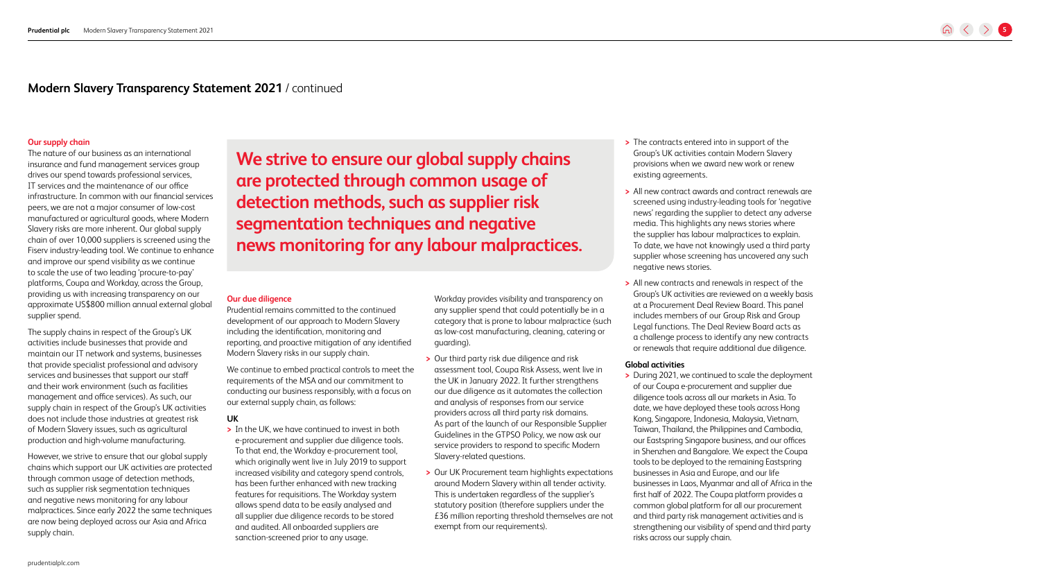## Modern Slavery Transparency Statement 2021 / continued

### Our supply chain

The nature of our business as an international insurance and fund management services group drives our spend towards professional services, IT services and the maintenance of our office infrastructure. In common with our financial services peers, we are not a major consumer of low-cost manufactured or agricultural goods, where Modern Slavery risks are more inherent. Our global supply chain of over 10,000 suppliers is screened using the Fiserv industry-leading tool. We continue to enhance and improve our spend visibility as we continue to scale the use of two leading 'procure-to-pay' platforms, Coupa and Workday, across the Group, providing us with increasing transparency on our approximate US$800 million annual external global supplier spend.

The supply chains in respect of the Group's UK activities include businesses that provide and maintain our IT network and systems, businesses that provide specialist professional and advisory services and businesses that support our staff and their work environment (such as facilities management and office services). As such, our supply chain in respect of the Group's UK activities does not include those industries at greatest risk of Modern Slavery issues, such as agricultural production and high-volume manufacturing.

However, we strive to ensure that our global supply chains which support our UK activities are protected through common usage of detection methods, such as supplier risk segmentation techniques and negative news monitoring for any labour malpractices. Since early 2022 the same techniques are now being deployed across our Asia and Africa supply chain.

**We strive to ensure our global supply chains are protected through common usage of detection methods, such as supplier risk segmentation techniques and negative news monitoring for any labour malpractices.**

### Our due diligence

Prudential remains committed to the continued development of our approach to Modern Slavery including the identification, monitoring and reporting, and proactive mitigation of any identified Modern Slavery risks in our supply chain.

We continue to embed practical controls to meet the requirements of the MSA and our commitment to conducting our business responsibly, with a focus on our external supply chain, as follows:

#### UK

- In the UK, we have continued to invest in both e-procurement and supplier due diligence tools. To that end, the Workday e-procurement tool, which originally went live in July 2019 to support increased visibility and category spend controls, has been further enhanced with new tracking features for requisitions. The Workday system allows spend data to be easily analysed and all supplier due diligence records to be stored and audited. All onboarded suppliers are sanction-screened prior to any usage.

  Workday provides visibility and transparency on any supplier spend that could potentially be in a category that is prone to labour malpractice (such as low-cost manufacturing, cleaning, catering or guarding).
- Our third party risk due diligence and risk assessment tool, Coupa Risk Assess, went live in the UK in January 2022. It further strengthens our due diligence as it automates the collection and analysis of responses from our service providers across all third party risk domains. As part of the launch of our Responsible Supplier Guidelines in the GTPSO Policy, we now ask our service providers to respond to specific Modern Slavery-related questions.
- Our UK Procurement team highlights expectations around Modern Slavery within all tender activity. This is undertaken regardless of the supplier's statutory position (therefore suppliers under the £36 million reporting threshold themselves are not exempt from our requirements).
- The contracts entered into in support of the Group's UK activities contain Modern Slavery provisions when we award new work or renew existing agreements.
- All new contract awards and contract renewals are screened using industry-leading tools for 'negative news' regarding the supplier to detect any adverse media. This highlights any news stories where the supplier has labour malpractices to explain. To date, we have not knowingly used a third party supplier whose screening has uncovered any such negative news stories.
- All new contracts and renewals in respect of the Group's UK activities are reviewed on a weekly basis at a Procurement Deal Review Board. This panel includes members of our Group Risk and Group Legal functions. The Deal Review Board acts as a challenge process to identify any new contracts or renewals that require additional due diligence.

#### Global activities

- During 2021, we continued to scale the deployment of our Coupa e-procurement and supplier due diligence tools across all our markets in Asia. To date, we have deployed these tools across Hong Kong, Singapore, Indonesia, Malaysia, Vietnam, Taiwan, Thailand, the Philippines and Cambodia, our Eastspring Singapore business, and our offices in Shenzhen and Bangalore. We expect the Coupa tools to be deployed to the remaining Eastspring businesses in Asia and Europe, and our life businesses in Laos, Myanmar and all of Africa in the first half of 2022. The Coupa platform provides a common global platform for all our procurement and third party risk management activities and is strengthening our visibility of spend and third party risks across our supply chain.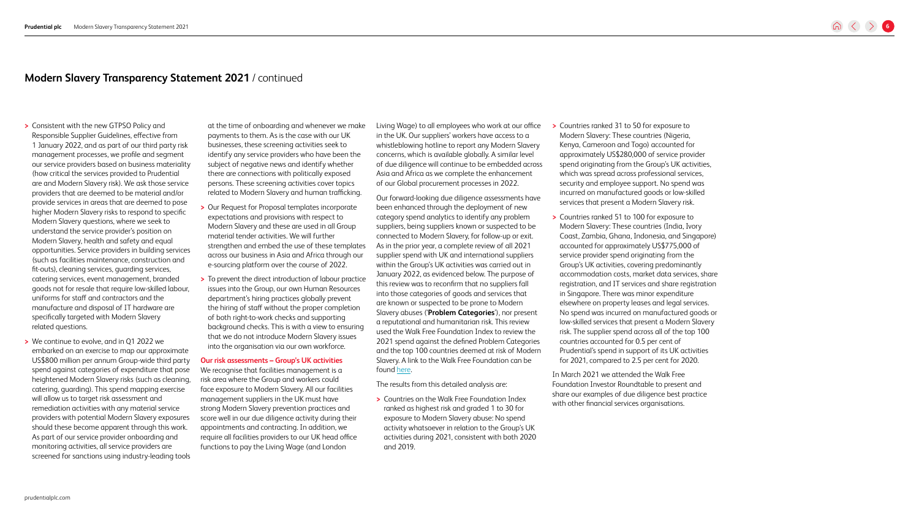## Modern Slavery Transparency Statement 2021 / continued

- Consistent with the new GTPSO Policy and Responsible Supplier Guidelines, effective from 1 January 2022, and as part of our third party risk management processes, we profile and segment our service providers based on business materiality (how critical the services provided to Prudential are and Modern Slavery risk). We ask those service providers that are deemed to be material and/or provide services in areas that are deemed to pose higher Modern Slavery risks to respond to specific Modern Slavery questions, where we seek to understand the service provider's position on Modern Slavery, health and safety and equal opportunities. Service providers in building services (such as facilities maintenance, construction and fit-outs), cleaning services, guarding services, catering services, event management, branded goods not for resale that require low-skilled labour, uniforms for staff and contractors and the manufacture and disposal of IT hardware are specifically targeted with Modern Slavery related questions.
- We continue to evolve, and in Q1 2022 we embarked on an exercise to map our approximate US$800 million per annum Group-wide third party spend against categories of expenditure that pose heightened Modern Slavery risks (such as cleaning, catering, guarding). This spend mapping exercise will allow us to target risk assessment and remediation activities with any material service providers with potential Modern Slavery exposures should these become apparent through this work. As part of our service provider onboarding and monitoring activities, all service providers are screened for sanctions using industry-leading tools at the time of onboarding and whenever we make payments to them. As is the case with our UK businesses, these screening activities seek to identify any service providers who have been the subject of negative news and identify whether there are connections with politically exposed persons. These screening activities cover topics related to Modern Slavery and human trafficking.
- Our Request for Proposal templates incorporate expectations and provisions with respect to Modern Slavery and these are used in all Group material tender activities. We will further strengthen and embed the use of these templates across our business in Asia and Africa through our e-sourcing platform over the course of 2022.
- To prevent the direct introduction of labour practice issues into the Group, our own Human Resources department's hiring practices globally prevent the hiring of staff without the proper completion of both right-to-work checks and supporting background checks. This is with a view to ensuring that we do not introduce Modern Slavery issues into the organisation via our own workforce.

**Our risk assessments – Group's UK activities**

We recognise that facilities management is a risk area where the Group and workers could face exposure to Modern Slavery. All our facilities management suppliers in the UK must have strong Modern Slavery prevention practices and score well in our due diligence activity during their appointments and contracting. In addition, we require all facilities providers to our UK head office functions to pay the Living Wage (and London Living Wage) to all employees who work at our office in the UK. Our suppliers' workers have access to a whistleblowing hotline to report any Modern Slavery concerns, which is available globally. A similar level of due diligence will continue to be embedded across Asia and Africa as we complete the enhancement of our Global procurement processes in 2022.

Our forward-looking due diligence assessments have been enhanced through the deployment of new category spend analytics to identify any problem suppliers, being suppliers known or suspected to be connected to Modern Slavery, for follow-up or exit. As in the prior year, a complete review of all 2021 supplier spend with UK and international suppliers within the Group's UK activities was carried out in January 2022, as evidenced below. The purpose of this review was to reconfirm that no suppliers fall into those categories of goods and services that are known or suspected to be prone to Modern Slavery abuses ('**Problem Categories**'), nor present a reputational and humanitarian risk. This review used the Walk Free Foundation Index to review the 2021 spend against the defined Problem Categories and the top 100 countries deemed at risk of Modern Slavery. A link to the Walk Free Foundation can be found here.

The results from this detailed analysis are:

- Countries on the Walk Free Foundation Index ranked as highest risk and graded 1 to 30 for exposure to Modern Slavery abuse: No spend activity whatsoever in relation to the Group's UK activities during 2021, consistent with both 2020 and 2019.
- Countries ranked 31 to 50 for exposure to Modern Slavery: These countries (Nigeria, Kenya, Cameroon and Togo) accounted for approximately US$280,000 of service provider spend originating from the Group's UK activities, which was spread across professional services, security and employee support. No spend was incurred on manufactured goods or low-skilled services that present a Modern Slavery risk.
- Countries ranked 51 to 100 for exposure to Modern Slavery: These countries (India, Ivory Coast, Zambia, Ghana, Indonesia, and Singapore) accounted for approximately US$775,000 of service provider spend originating from the Group's UK activities, covering predominantly accommodation costs, market data services, share registration, and IT services and share registration in Singapore. There was minor expenditure elsewhere on property leases and legal services. No spend was incurred on manufactured goods or low-skilled services that present a Modern Slavery risk. The supplier spend across all of the top 100 countries accounted for 0.5 per cent of Prudential's spend in support of its UK activities for 2021, compared to 2.5 per cent for 2020.

In March 2021 we attended the Walk Free Foundation Investor Roundtable to present and share our examples of due diligence best practice with other financial services organisations.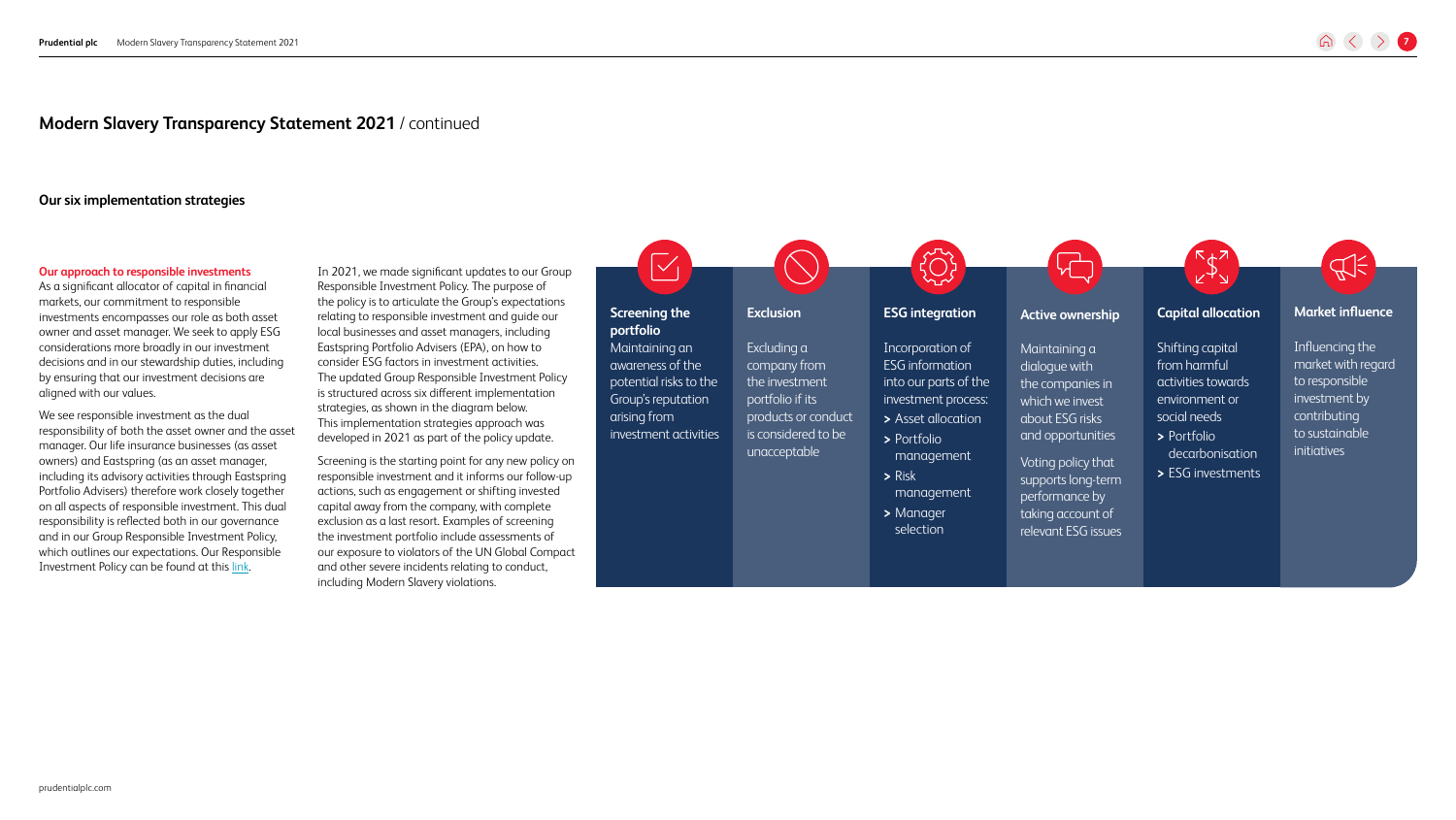## Modern Slavery Transparency Statement 2021 / continued

### Our six implementation strategies

**Our approach to responsible investments**

As a significant allocator of capital in financial markets, our commitment to responsible investments encompasses our role as both asset owner and asset manager. We seek to apply ESG considerations more broadly in our investment decisions and in our stewardship duties, including by ensuring that our investment decisions are aligned with our values.

We see responsible investment as the dual responsibility of both the asset owner and the asset manager. Our life insurance businesses (as asset owners) and Eastspring (as an asset manager, including its advisory activities through Eastspring Portfolio Advisers) therefore work closely together on all aspects of responsible investment. This dual responsibility is reflected both in our governance and in our Group Responsible Investment Policy, which outlines our expectations. Our Responsible Investment Policy can be found at this link.

In 2021, we made significant updates to our Group Responsible Investment Policy. The purpose of the policy is to articulate the Group's expectations relating to responsible investment and guide our local businesses and asset managers, including Eastspring Portfolio Advisers (EPA), on how to consider ESG factors in investment activities. The updated Group Responsible Investment Policy is structured across six different implementation strategies, as shown in the diagram below. This implementation strategies approach was developed in 2021 as part of the policy update.

Screening is the starting point for any new policy on responsible investment and it informs our follow-up actions, such as engagement or shifting invested capital away from the company, with complete exclusion as a last resort. Examples of screening of the investment portfolio include assessments of our exposure to violators of the UN Global Compact and other severe incidents relating to conduct, including Modern Slavery violations.

**Screening the portfolio**

Maintaining an awareness of the potential risks to the Group's reputation arising from investment activities

**Exclusion**

Excluding a company from the investment portfolio if its products or conduct is considered to be unacceptable

**ESG integration**

Incorporation of ESG information into our parts of the investment process:

- Asset allocation
- Portfolio management
- Risk management
- Manager selection

**Active ownership**

Maintaining a dialogue with the companies in which we invest about ESG risks and opportunities

Voting policy that supports long-term performance by taking account of relevant ESG issues

**Capital allocation**

Shifting capital from harmful activities towards environment or social needs

- Portfolio decarbonisation
- ESG investments

**Market influence**

Influencing the market with regard to responsible investment by contributing to sustainable initiatives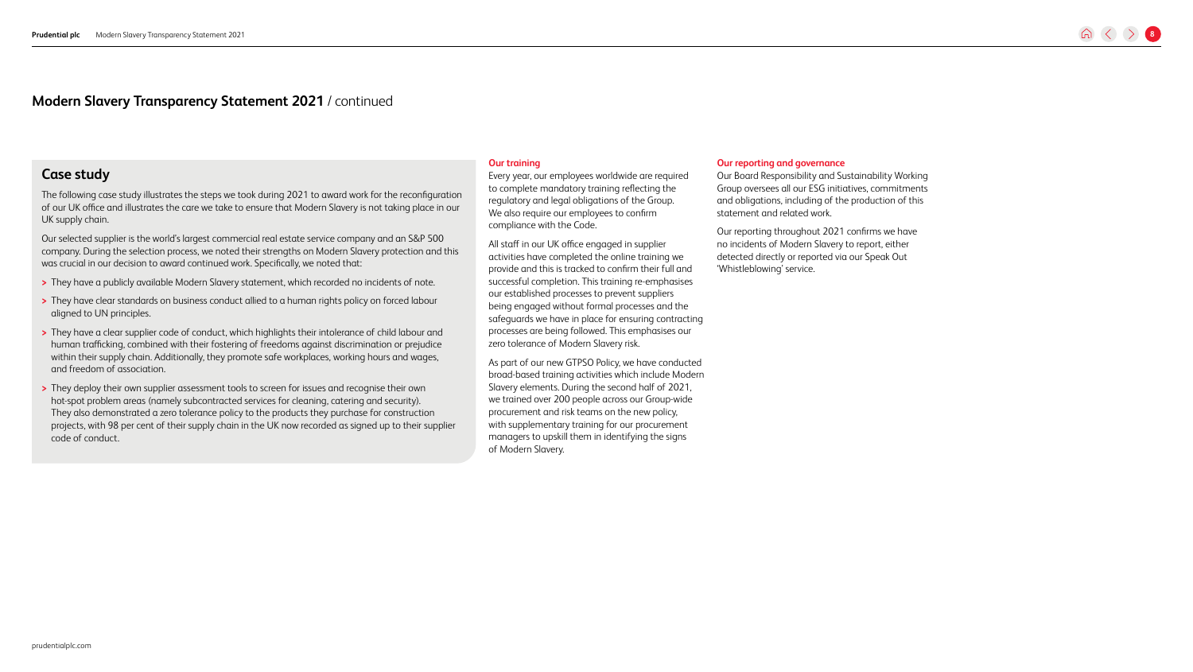## Modern Slavery Transparency Statement 2021 / continued

### Case study

The following case study illustrates the steps we took during 2021 to award work for the reconfiguration of our UK office and illustrates the care we take to ensure that Modern Slavery is not taking place in our UK supply chain.

Our selected supplier is the world's largest commercial real estate service company and an S&P 500 company. During the selection process, we noted their strengths on Modern Slavery protection and this was crucial in our decision to award continued work. Specifically, we noted that:

- They have a publicly available Modern Slavery statement, which recorded no incidents of note.
- They have clear standards on business conduct allied to a human rights policy on forced labour aligned to UN principles.
- They have a clear supplier code of conduct, which highlights their intolerance of child labour and human trafficking, combined with their fostering of freedoms against discrimination or prejudice within their supply chain. Additionally, they promote safe workplaces, working hours and wages, and freedom of association.
- They deploy their own supplier assessment tools to screen for issues and recognise their own hot-spot problem areas (namely subcontracted services for cleaning, catering and security). They also demonstrated a zero tolerance policy to the products they purchase for construction projects, with 98 per cent of their supply chain in the UK now recorded as signed up to their supplier code of conduct.

### Our training

Every year, our employees worldwide are required to complete mandatory training reflecting the regulatory and legal obligations of the Group. We also require our employees to confirm compliance with the Code.

All staff in our UK office engaged in supplier activities have completed the online training we provide and this is tracked to confirm their full and successful completion. This training re-emphasises our established processes to prevent suppliers being engaged without formal processes and the safeguards we have in place for ensuring contracting processes are being followed. This emphasises our zero tolerance of Modern Slavery risk.

As part of our new GTPSO Policy, we have conducted broad-based training activities which include Modern Slavery elements. During the second half of 2021, we trained over 200 people across our Group-wide procurement and risk teams on the new policy, with supplementary training for our procurement managers to upskill them in identifying the signs of Modern Slavery.

### Our reporting and governance

Our Board Responsibility and Sustainability Working Group oversees all our ESG initiatives, commitments and obligations, including of the production of this statement and related work.

Our reporting throughout 2021 confirms we have no incidents of Modern Slavery to report, either detected directly or reported via our Speak Out 'Whistleblowing' service.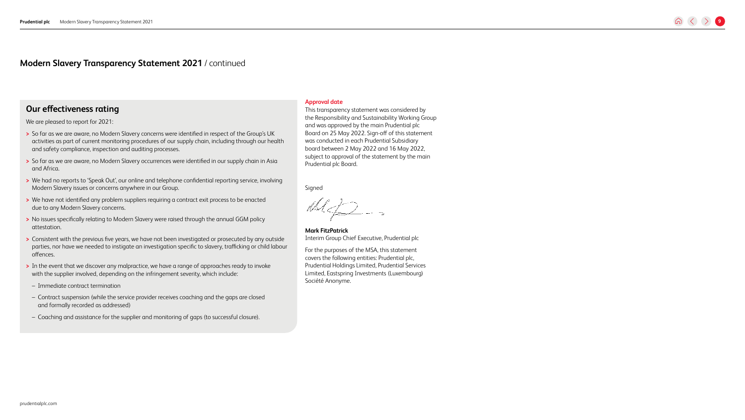## Modern Slavery Transparency Statement 2021 / continued

### Our effectiveness rating

We are pleased to report for 2021:

- So far as we are aware, no Modern Slavery concerns were identified in respect of the Group's UK activities as part of current monitoring procedures of our supply chain, including through our health and safety compliance, inspection and auditing processes.
- So far as we are aware, no Modern Slavery occurrences were identified in our supply chain in Asia and Africa.
- We had no reports to 'Speak Out', our online and telephone confidential reporting service, involving Modern Slavery issues or concerns anywhere in our Group.
- We have not identified any problem suppliers requiring a contract exit process to be enacted due to any Modern Slavery concerns.
- No issues specifically relating to Modern Slavery were raised through the annual GGM policy attestation.
- Consistent with the previous five years, we have not been investigated or prosecuted by any outside parties, nor have we needed to instigate an investigation specific to slavery, trafficking or child labour offences.
- In the event that we discover any malpractice, we have a range of approaches ready to invoke with the supplier involved, depending on the infringement severity, which include:
  - Immediate contract termination
  - Contract suspension (while the service provider receives coaching and the gaps are closed and formally recorded as addressed)
  - Coaching and assistance for the supplier and monitoring of gaps (to successful closure).

**Approval date**

This transparency statement was considered by the Responsibility and Sustainability Working Group and was approved by the main Prudential plc Board on 25 May 2022. Sign-off of this statement was conducted in each Prudential Subsidiary board between 2 May 2022 and 16 May 2022, subject to approval of the statement by the main Prudential plc Board.

Signed

**Mark FitzPatrick**
Interim Group Chief Executive, Prudential plc

For the purposes of the MSA, this statement covers the following entities: Prudential plc, Prudential Holdings Limited, Prudential Services Limited, Eastspring Investments (Luxembourg) Société Anonyme.

prudentialplc.com